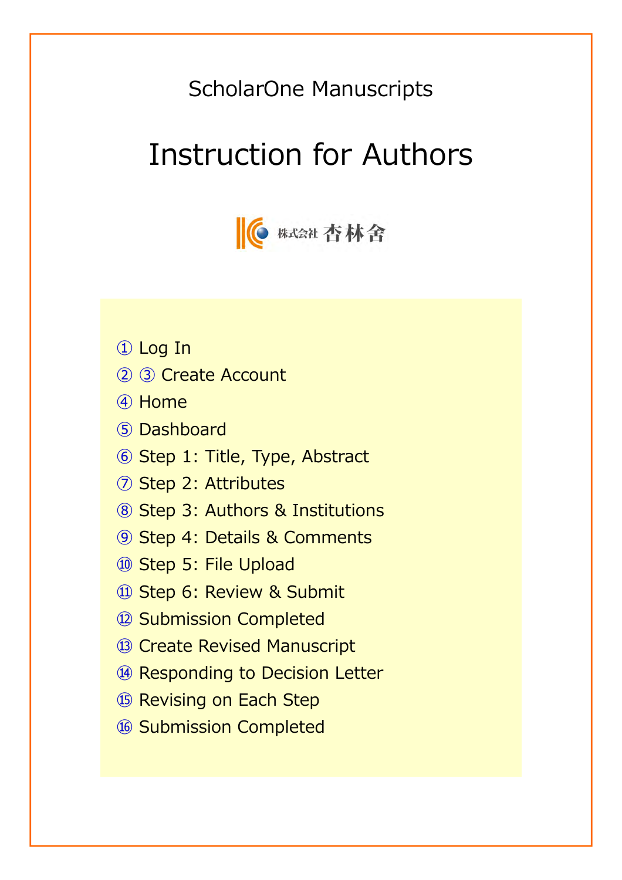ScholarOne Manuscripts

# Instruction for Authors

株式会社 杏林舍

① Log In
② ③ Create Account
④ Home
⑤ Dashboard
⑥ Step 1: Title, Type, Abstract
⑦ Step 2: Attributes
⑧ Step 3: Authors & Institutions
⑨ Step 4: Details & Comments
⑩ Step 5: File Upload
⑪ Step 6: Review & Submit
⑫ Submission Completed
⑬ Create Revised Manuscript
⑭ Responding to Decision Letter
⑮ Revising on Each Step
⑯ Submission Completed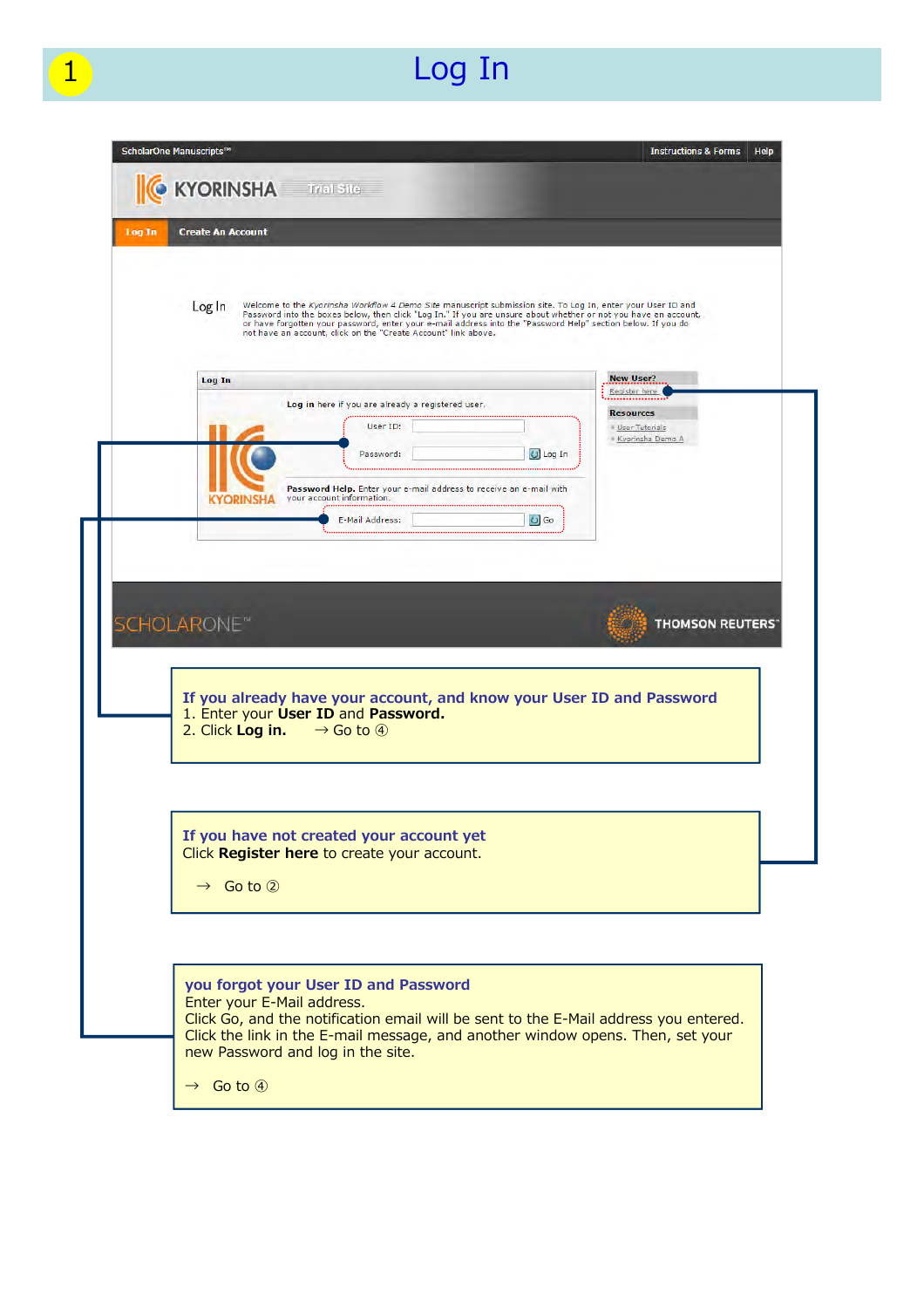# 1 Log In

ScholarOne Manuscripts™ | Instructions & Forms | Help

KYORINSHA Trial Site

Log In | Create An Account

Log In

Welcome to the *Kyorinsha Workflow 4 Demo Site* manuscript submission site. To Log In, enter your User ID and Password into the boxes below, then click "Log In." If you are unsure about whether or not you have an account, or have forgotten your password, enter your e-mail address into the "Password Help" section below. If you do not have an account, click on the "Create Account" link above.

**Log In**

**Log in** here if you are already a registered user.

User ID:

Password: Log In

**Password Help.** Enter your e-mail address to receive an e-mail with your account information.

E-Mail Address: Go

**New User?**

Register here

**Resources**

- User Tutorials
- Kyorinsha Demo A

SCHOLARONE™ THOMSON REUTERS™

**If you already have your account, and know your User ID and Password**

1. Enter your **User ID** and **Password.**
2. Click **Log in.** → Go to ④

**If you have not created your account yet**

Click **Register here** to create your account.

→ Go to ②

**you forgot your User ID and Password**

Enter your E-Mail address.
Click Go, and the notification email will be sent to the E-Mail address you entered.
Click the link in the E-mail message, and another window opens. Then, set your new Password and log in the site.

→ Go to ④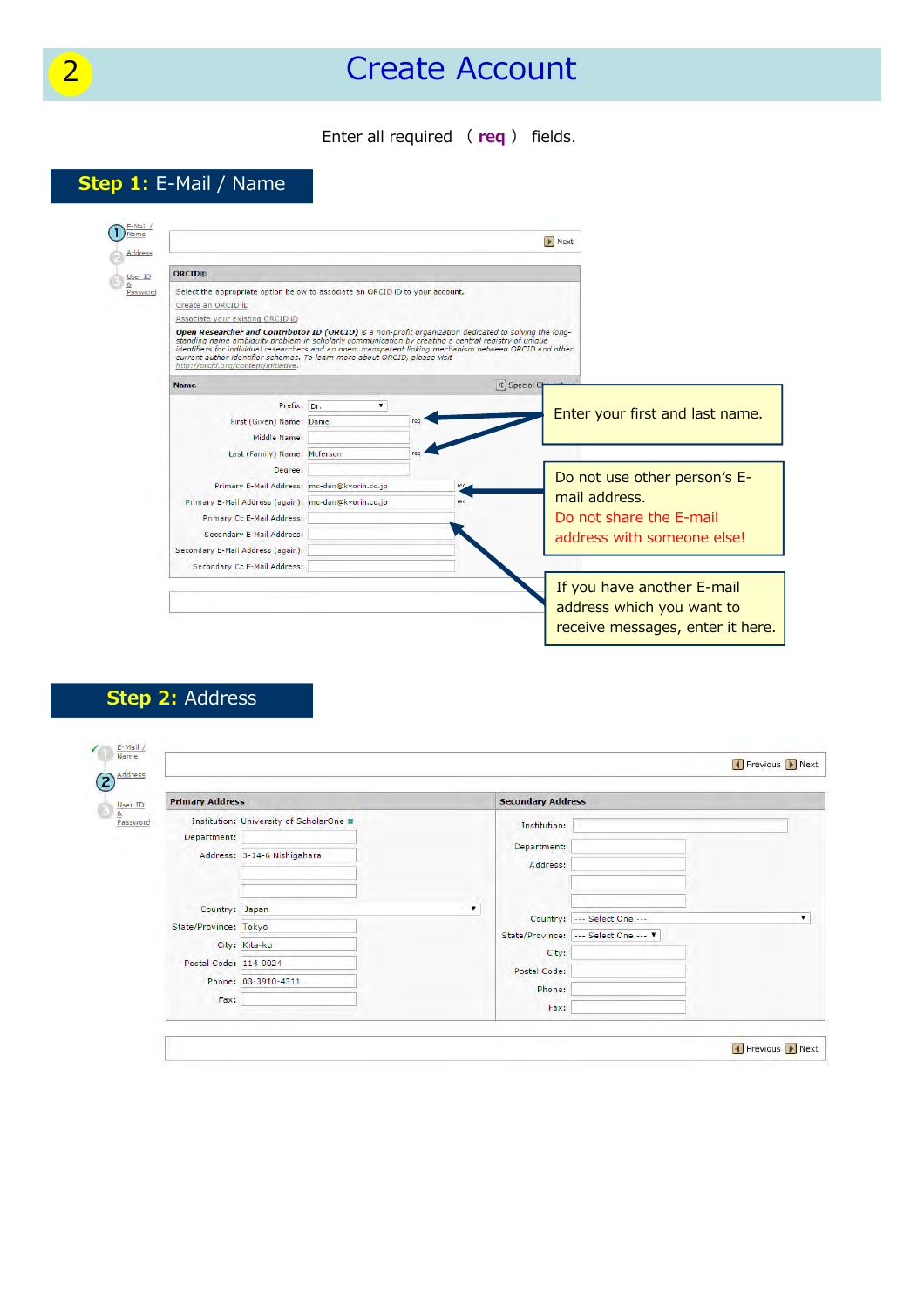# 2 Create Account

Enter all required （ **req** ） fields.

## Step 1: E-Mail / Name

1 E-Mail / Name
2 Address
3 User ID & Password

Next

**ORCID®**

Select the appropriate option below to associate an ORCID iD to your account.

Create an ORCID iD

Associate your existing ORCID iD

*Open Researcher and Contributor ID (ORCID) is a non-profit organization dedicated to solving the long-standing name ambiguity problem in scholarly communication by creating a central registry of unique identifiers for individual researchers and an open, transparent linking mechanism between ORCID and other current author identifier schemes. To learn more about ORCID, please visit http://orcid.org/content/initiative.*

**Name**

Prefix: Dr.
First (Given) Name: Daniel req
Middle Name:
Last (Family) Name: Mcferson req
Degree:
Primary E-Mail Address: mc-dan@kyorin.co.jp req
Primary E-Mail Address (again): mc-dan@kyorin.co.jp req
Primary Cc E-Mail Address:
Secondary E-Mail Address:
Secondary E-Mail Address (again):
Secondary Cc E-Mail Address:

Enter your first and last name.

Do not use other person's E-mail address.
Do not share the E-mail address with someone else!

If you have another E-mail address which you want to receive messages, enter it here.

## Step 2: Address

1 E-Mail / Name
2 Address
3 User ID & Password

Previous Next

| Primary Address | | Secondary Address | |
|---|---|---|---|
| Institution: | University of ScholarOne | Institution: | |
| Department: | | Department: | |
| Address: | 3-14-6 Nishigahara | Address: | |
| Country: | Japan | Country: | --- Select One --- |
| State/Province: | Tokyo | State/Province: | --- Select One --- |
| City: | Kita-ku | City: | |
| Postal Code: | 114-0024 | Postal Code: | |
| Phone: | 03-3910-4311 | Phone: | |
| Fax: | | Fax: | |

Previous Next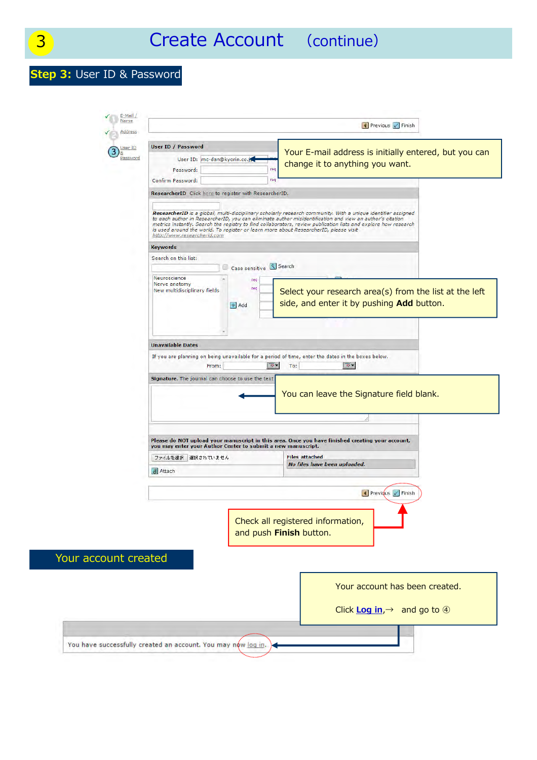# 3 Create Account (continue)

## **Step 3:** User ID & Password

E-Mail / Name

Address

User ID & Password

Previous Finish

**User ID / Password**

User ID: mc-dan@kyorin.co.jp

Password: req

Confirm Password: req

Your E-mail address is initially entered, but you can change it to anything you want.

**ResearcherID** Click here to register with ResearcherID.

*ResearcherID is a global, multi-disciplinary scholarly research community. With a unique identifier assigned to each author in ResearcherID, you can eliminate author misidentification and view an author's citation metrics instantly. Search the registry to find collaborators, review publication lists and explore how research is used around the world. To register or learn more about ResearcherID, please visit http://www.researcherid.com*

**Keywords**

Search on this list:

Case sensitive Search

Neuroscience
Nerve anatomy
New multidisciplinary fields

Add

Select your research area(s) from the list at the left side, and enter it by pushing **Add** button.

**Unavailable Dates**

If you are planning on being unavailable for a period of time, enter the dates in the boxes below.

From: To:

**Signature.** The journal can choose to use the text

You can leave the Signature field blank.

**Please do NOT upload your manuscript in this area. Once you have finished creating your account, you may enter your Author Center to submit a new manuscript.**

ファイルを選択 選択されていません

Files attached

*No files have been uploaded.*

Attach

Previous Finish

Check all registered information, and push **Finish** button.

## Your account created

Your account has been created.

Click **Log in**,→ and go to ④

You have successfully created an account. You may now log in.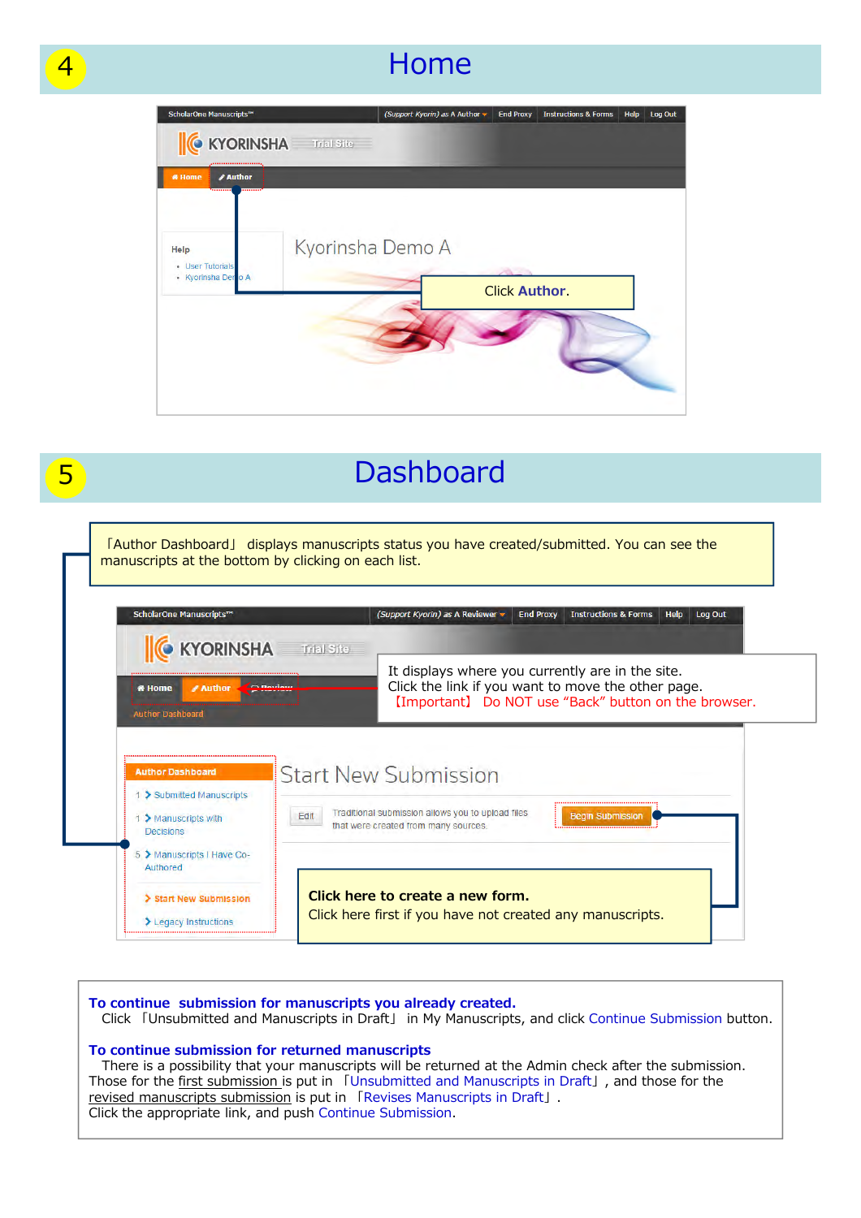## 4 Home

ScholarOne Manuscripts™ (Support Kyorin) as A Author | End Proxy | Instructions & Forms | Help | Log Out

KYORINSHA Trial Site

Home | Author

Help
- User Tutorials
- Kyorinsha Demo A

Kyorinsha Demo A

Click **Author**.

## 5 Dashboard

「Author Dashboard」 displays manuscripts status you have created/submitted. You can see the manuscripts at the bottom by clicking on each list.

ScholarOne Manuscripts™ (Support Kyorin) as A Reviewer | End Proxy | Instructions & Forms | Help | Log Out

KYORINSHA Trial Site

Home | Author | Review

Author Dashboard

It displays where you currently are in the site.
Click the link if you want to move the other page.
【Important】 Do NOT use "Back" button on the browser.

Author Dashboard
- 1 Submitted Manuscripts
- 1 Manuscripts with Decisions
- 5 Manuscripts I Have Co-Authored
- Start New Submission
- Legacy Instructions

Start New Submission

Edit | Traditional submission allows you to upload files that were created from many sources. | Begin Submission

**Click here to create a new form.**
Click here first if you have not created any manuscripts.

**To continue submission for manuscripts you already created.**
Click 「Unsubmitted and Manuscripts in Draft」 in My Manuscripts, and click Continue Submission button.

**To continue submission for returned manuscripts**
There is a possibility that your manuscripts will be returned at the Admin check after the submission.
Those for the first submission is put in 「Unsubmitted and Manuscripts in Draft」, and those for the revised manuscripts submission is put in 「Revises Manuscripts in Draft」.
Click the appropriate link, and push Continue Submission.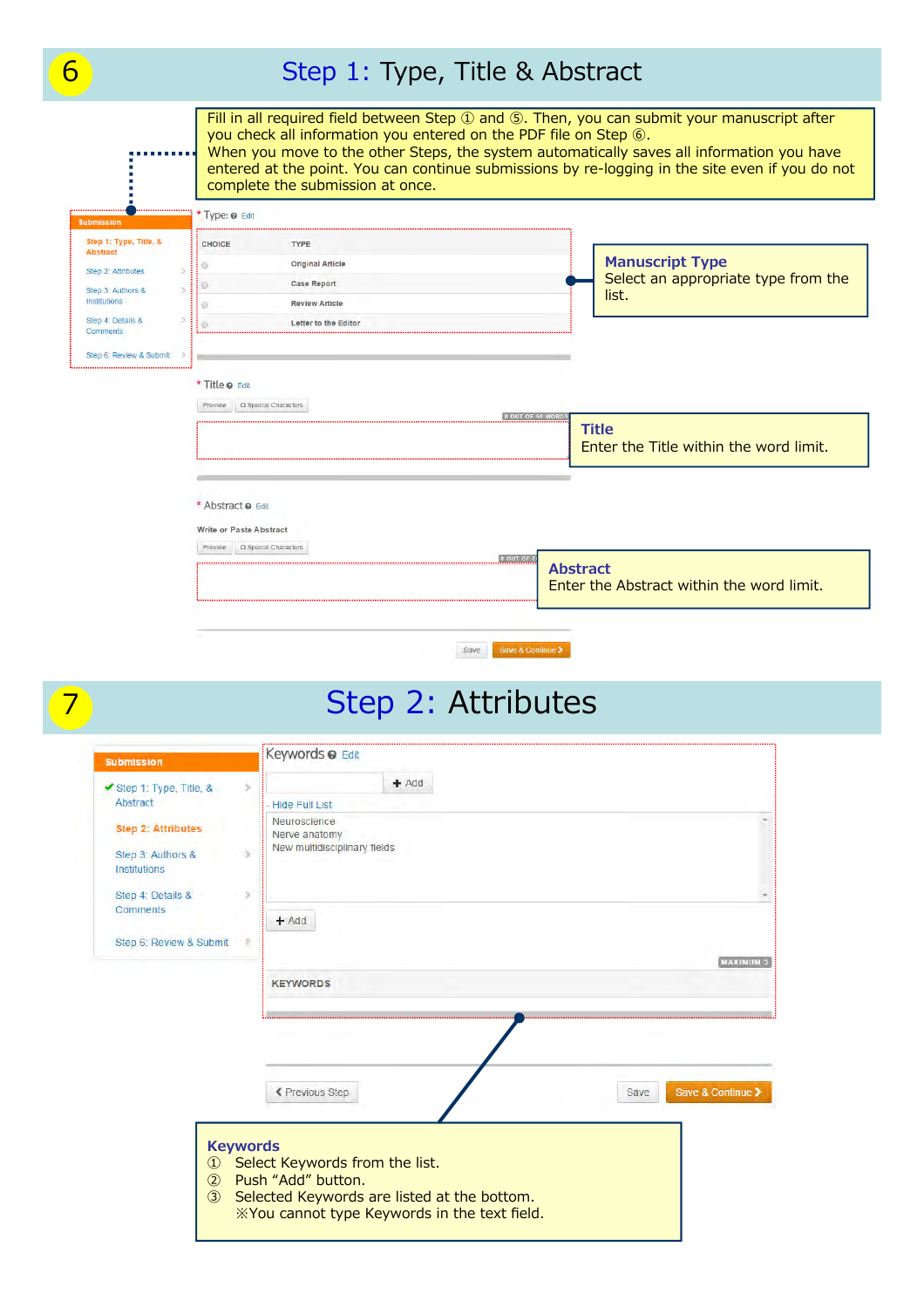# 6 Step 1: Type, Title & Abstract

Fill in all required field between Step ① and ⑤. Then, you can submit your manuscript after you check all information you entered on the PDF file on Step ⑥.
When you move to the other Steps, the system automatically saves all information you have entered at the point. You can continue submissions by re-logging in the site even if you do not complete the submission at once.

Submission

- Step 1: Type, Title, & Abstract
- Step 2: Attributes
- Step 3: Authors & Institutions
- Step 4: Details & Comments
- Step 6: Review & Submit

\* Type: Edit

| CHOICE | TYPE |
|---|---|
| | Original Article |
| | Case Report |
| | Review Article |
| | Letter to the Editor |

**Manuscript Type**
Select an appropriate type from the list.

\* Title Edit

Preview | Special Characters

0 OUT OF 50 WORDS

**Title**
Enter the Title within the word limit.

\* Abstract Edit

Write or Paste Abstract

Preview | Special Characters

**Abstract**
Enter the Abstract within the word limit.

Save | Save & Continue

# 7 Step 2: Attributes

Submission

- ✔ Step 1: Type, Title, & Abstract
- Step 2: Attributes
- Step 3: Authors & Institutions
- Step 4: Details & Comments
- Step 6: Review & Submit

Keywords Edit

+ Add

Hide Full List

- Neuroscience
- Nerve anatomy
- New multidisciplinary fields

+ Add

MAXIMUM 3

KEYWORDS

Previous Step | Save | Save & Continue

**Keywords**

① Select Keywords from the list.
② Push "Add" button.
③ Selected Keywords are listed at the bottom.
※You cannot type Keywords in the text field.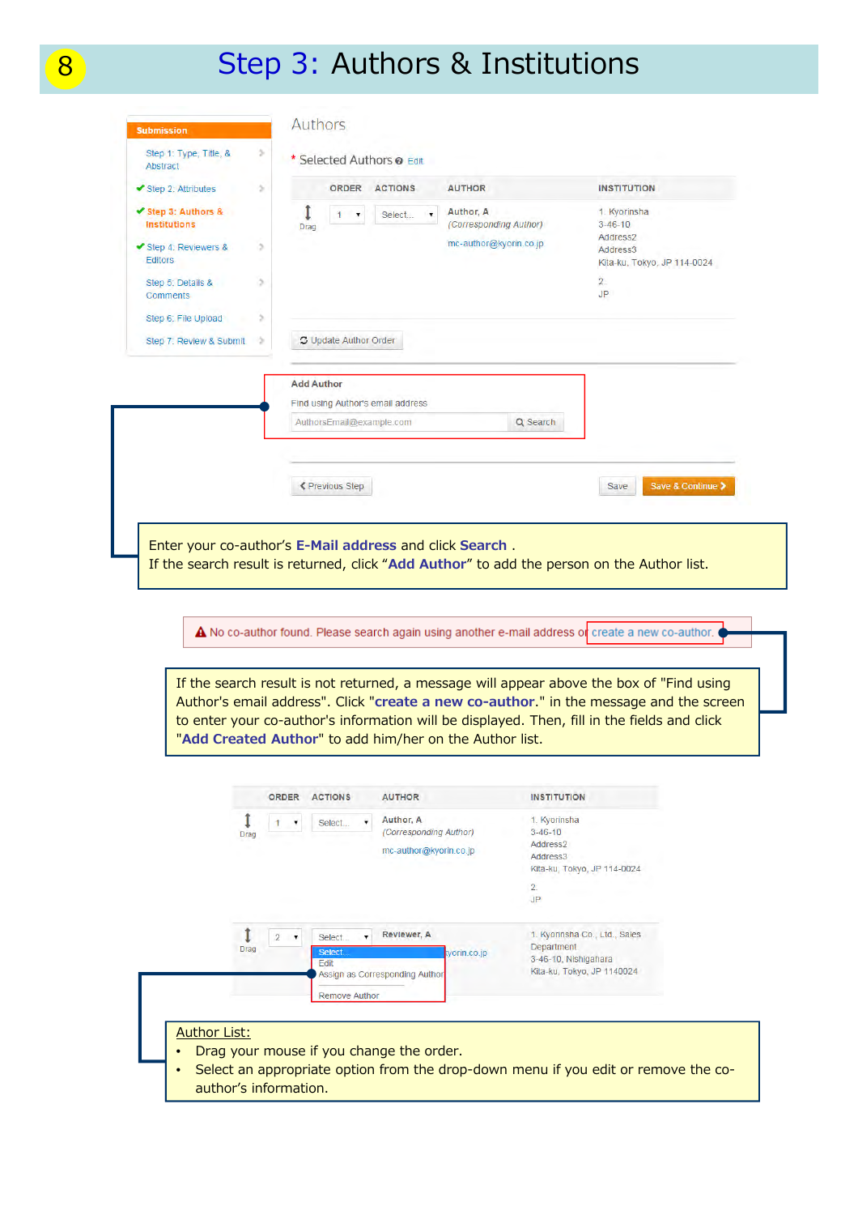# 8 Step 3: Authors & Institutions

**Submission**

- Step 1: Type, Title, & Abstract
- ✔ Step 2: Attributes
- ✔ **Step 3: Authors & Institutions**
- ✔ Step 4: Reviewers & Editors
- Step 5: Details & Comments
- Step 6: File Upload
- Step 7: Review & Submit

## Authors

\* Selected Authors Edit

| | ORDER | ACTIONS | AUTHOR | INSTITUTION |
|---|---|---|---|---|
| Drag | 1 | Select... | Author, A (Corresponding Author) mc-author@kyorin.co.jp | 1. Kyorinsha 3-46-10 Address2 Address3 Kita-ku, Tokyo, JP 114-0024 2. JP |

Update Author Order

**Add Author**

Find using Author's email address

AuthorsEmail@example.com — Search

Previous Step — Save — Save & Continue

Enter your co-author's **E-Mail address** and click **Search** .
If the search result is returned, click "**Add Author**" to add the person on the Author list.

No co-author found. Please search again using another e-mail address or create a new co-author.

If the search result is not returned, a message will appear above the box of "Find using Author's email address". Click "**create a new co-author.**" in the message and the screen to enter your co-author's information will be displayed. Then, fill in the fields and click "**Add Created Author**" to add him/her on the Author list.

| | ORDER | ACTIONS | AUTHOR | INSTITUTION |
|---|---|---|---|---|
| Drag | 1 | Select... | Author, A (Corresponding Author) mc-author@kyorin.co.jp | 1. Kyorinsha 3-46-10 Address2 Address3 Kita-ku, Tokyo, JP 114-0024 2. JP |
| Drag | 2 | Select... (Select... / Edit / Assign as Corresponding Author / Remove Author) | Reviewer, A ...yorin.co.jp | 1. Kyorinsha Co., Ltd., Sales Department 3-46-10, Nishigahara Kita-ku, Tokyo, JP 1140024 |

<u>Author List:</u>

- Drag your mouse if you change the order.
- Select an appropriate option from the drop-down menu if you edit or remove the co-author's information.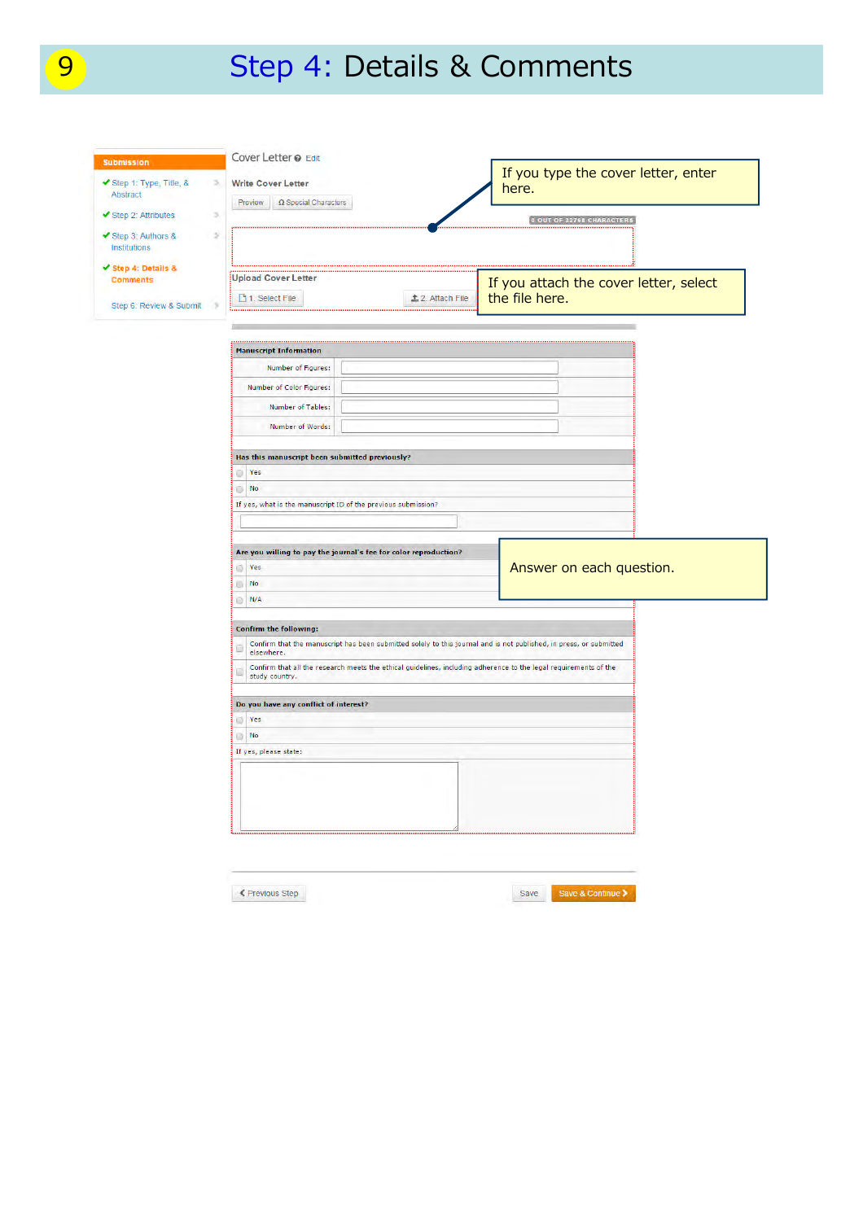# 9 Step 4: Details & Comments

**Submission**

- ✔ Step 1: Type, Title, & Abstract
- ✔ Step 2: Attributes
- ✔ Step 3: Authors & Institutions
- ✔ **Step 4: Details & Comments**
- Step 6: Review & Submit

Cover Letter Edit

Write Cover Letter

Preview | Ω Special Characters

0 OUT OF 32768 CHARACTERS

If you type the cover letter, enter here.

Upload Cover Letter

1. Select File | 2. Attach File

If you attach the cover letter, select the file here.

**Manuscript Information**

Number of Figures:

Number of Color Figures:

Number of Tables:

Number of Words:

**Has this manuscript been submitted previously?**

- Yes
- No

If yes, what is the manuscript ID of the previous submission?

**Are you willing to pay the journal's fee for color reproduction?**

- Yes
- No
- N/A

Answer on each question.

**Confirm the following:**

- Confirm that the manuscript has been submitted solely to this journal and is not published, in press, or submitted elsewhere.
- Confirm that all the research meets the ethical guidelines, including adherence to the legal requirements of the study country.

**Do you have any conflict of interest?**

- Yes
- No

If yes, please state:

Previous Step | Save | Save & Continue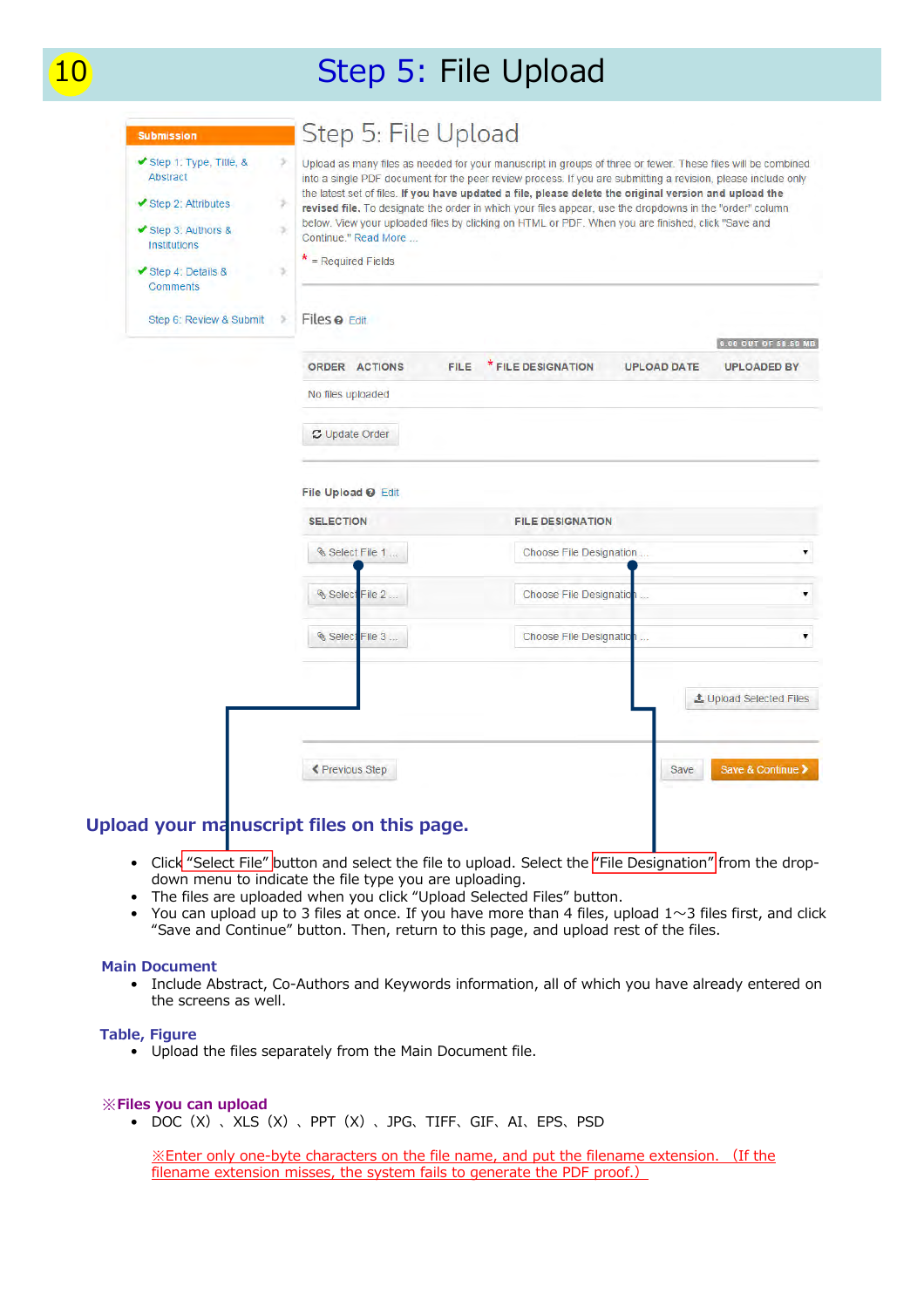# 10 Step 5: File Upload

## Step 5: File Upload

Upload as many files as needed for your manuscript in groups of three or fewer. These files will be combined into a single PDF document for the peer review process. If you are submitting a revision, please include only the latest set of files. **If you have updated a file, please delete the original version and upload the revised file.** To designate the order in which your files appear, use the dropdowns in the "order" column below. View your uploaded files by clicking on HTML or PDF. When you are finished, click "Save and Continue." Read More ...

* = Required Fields

Files Edit

0.00 OUT OF 58.59 MB

| ORDER | ACTIONS | FILE | * FILE DESIGNATION | UPLOAD DATE | UPLOADED BY |
|---|---|---|---|---|---|
| No files uploaded | | | | | |

Update Order

File Upload Edit

| SELECTION | FILE DESIGNATION |
|---|---|
| Select File 1 ... | Choose File Designation ... |
| Select File 2 ... | Choose File Designation ... |
| Select File 3 ... | Choose File Designation ... |

Upload Selected Files

Previous Step | Save | Save & Continue

Submission
- ✔ Step 1: Type, Title, & Abstract
- ✔ Step 2: Attributes
- ✔ Step 3: Authors & Institutions
- ✔ Step 4: Details & Comments
- Step 6: Review & Submit

## Upload your manuscript files on this page.

- Click "Select File" button and select the file to upload. Select the "File Designation" from the drop-down menu to indicate the file type you are uploading.
- The files are uploaded when you click "Upload Selected Files" button.
- You can upload up to 3 files at once. If you have more than 4 files, upload 1～3 files first, and click "Save and Continue" button. Then, return to this page, and upload rest of the files.

### Main Document

- Include Abstract, Co-Authors and Keywords information, all of which you have already entered on the screens as well.

### Table, Figure

- Upload the files separately from the Main Document file.

### ※Files you can upload

- DOC（X）、XLS（X）、PPT（X）、JPG、TIFF、GIF、AI、EPS、PSD

※Enter only one-byte characters on the file name, and put the filename extension.（If the filename extension misses, the system fails to generate the PDF proof.）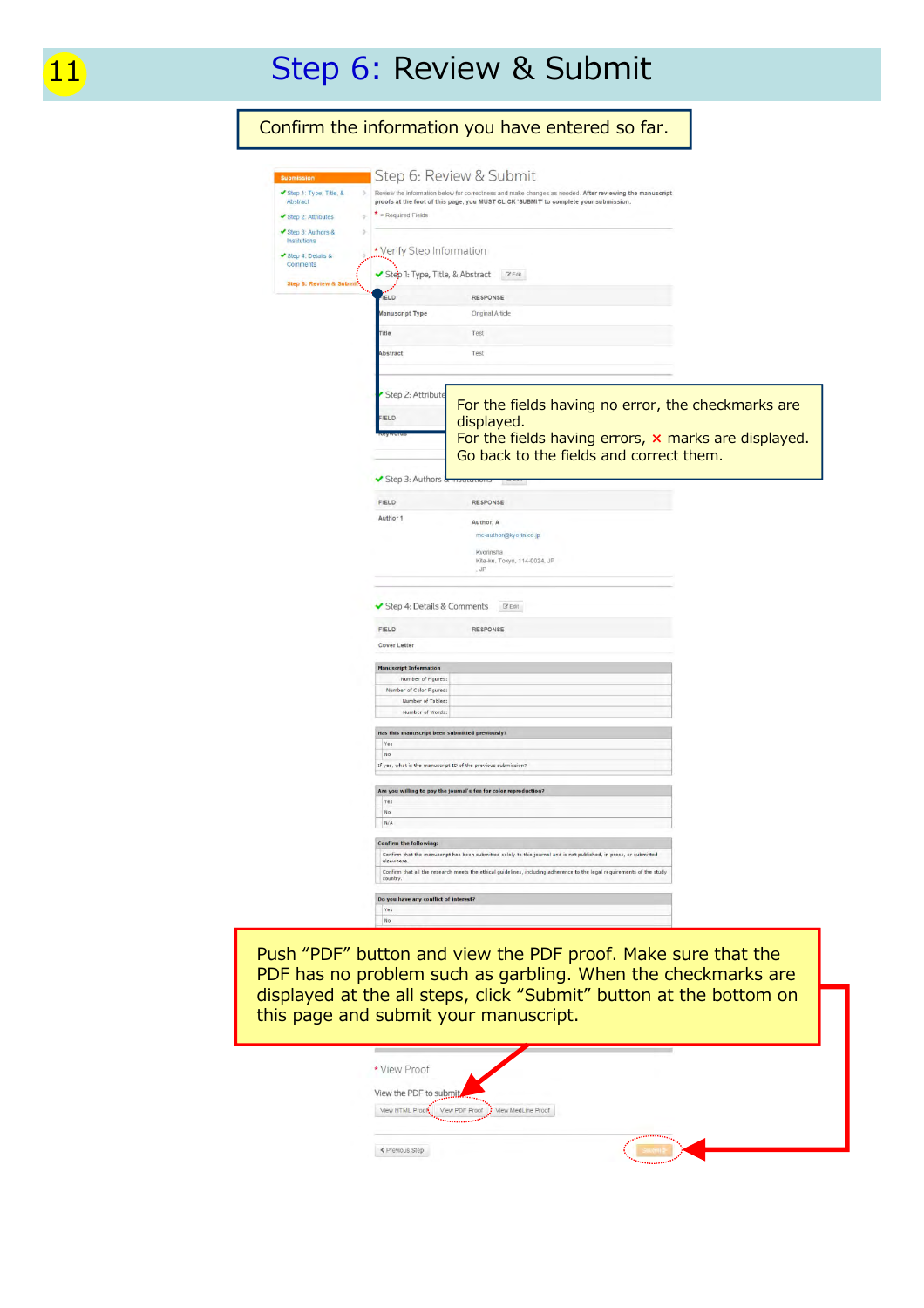# Step 6: Review & Submit

Confirm the information you have entered so far.

Submission

- ✔ Step 1: Type, Title, & Abstract
- ✔ Step 2: Attributes
- ✔ Step 3: Authors & Institutions
- ✔ Step 4: Details & Comments
- Step 6: Review & Submit

## Step 6: Review & Submit

Review the information below for correctness and make changes as needed. After reviewing the manuscript proofs at the foot of this page, you MUST CLICK 'SUBMIT' to complete your submission.

\* = Required Fields

\* Verify Step Information

✔ Step 1: Type, Title, & Abstract (Edit)

| FIELD | RESPONSE |
|---|---|
| Manuscript Type | Original Article |
| Title | Test |
| Abstract | Test |

✔ Step 2: Attributes

| FIELD | RESPONSE |
|---|---|
| Keywords | |

For the fields having no error, the checkmarks are displayed.
For the fields having errors, × marks are displayed. Go back to the fields and correct them.

✔ Step 3: Authors & Institutions

| FIELD | RESPONSE |
|---|---|
| Author 1 | Author, A<br>mc-author@kyorin.co.jp<br>Kyorinsha<br>Kita-ku, Tokyo, 114-0024, JP<br>JP |

✔ Step 4: Details & Comments (Edit)

| FIELD | RESPONSE |
|---|---|
| Cover Letter | |

Manuscript Information

- Number of Figures:
- Number of Color Figures:
- Number of Tables:
- Number of Words:

Has this manuscript been submitted previously?

- Yes
- No
- If yes, what is the manuscript ID of the previous submission?

Are you willing to pay the journal's fee for color reproduction?

- Yes
- No
- N/A

Confirm the following:

- Confirm that the manuscript has been submitted solely to this journal and is not published, in press, or submitted elsewhere.
- Confirm that all the research meets the ethical guidelines, including adherence to the legal requirements of the study country.

Do you have any conflict of interest?

- Yes
- No

Push "PDF" button and view the PDF proof. Make sure that the PDF has no problem such as garbling. When the checkmarks are displayed at the all steps, click "Submit" button at the bottom on this page and submit your manuscript.

\* View Proof

View the PDF to submit

View HTML Proof | View PDF Proof | View MedLine Proof

< Previous Step | Submit >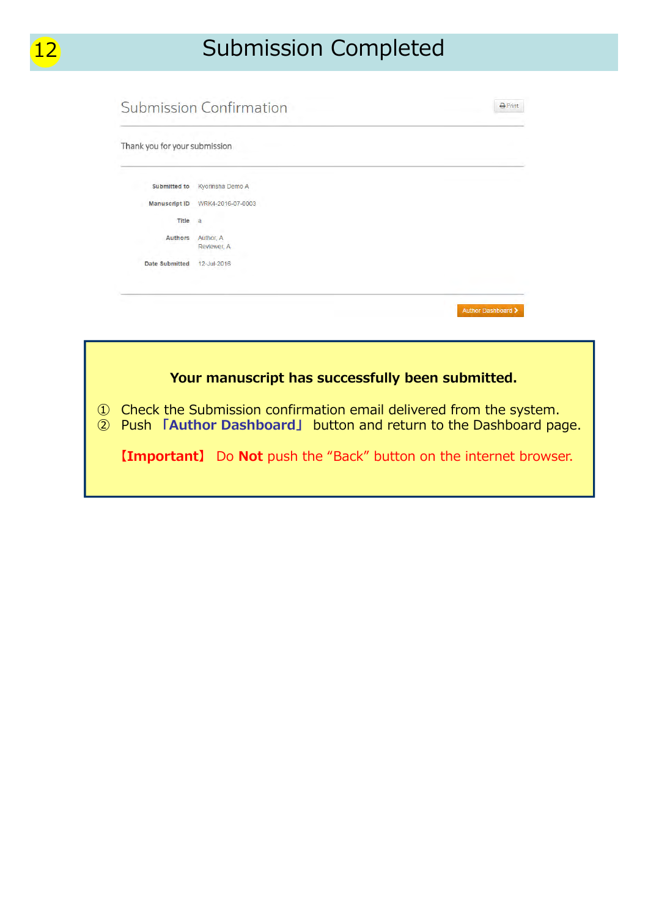# 12 Submission Completed

## Submission Confirmation

Print

Thank you for your submission

| | |
|---|---|
| Submitted to | Kyorinsha Demo A |
| Manuscript ID | WRK4-2016-07-0003 |
| Title | a |
| Authors | Author, A<br>Reviewer, A |
| Date Submitted | 12-Jul-2016 |

Author Dashboard ›

**Your manuscript has successfully been submitted.**

① Check the Submission confirmation email delivered from the system.
② Push **「Author Dashboard」** button and return to the Dashboard page.

**【Important】** Do **Not** push the “Back” button on the internet browser.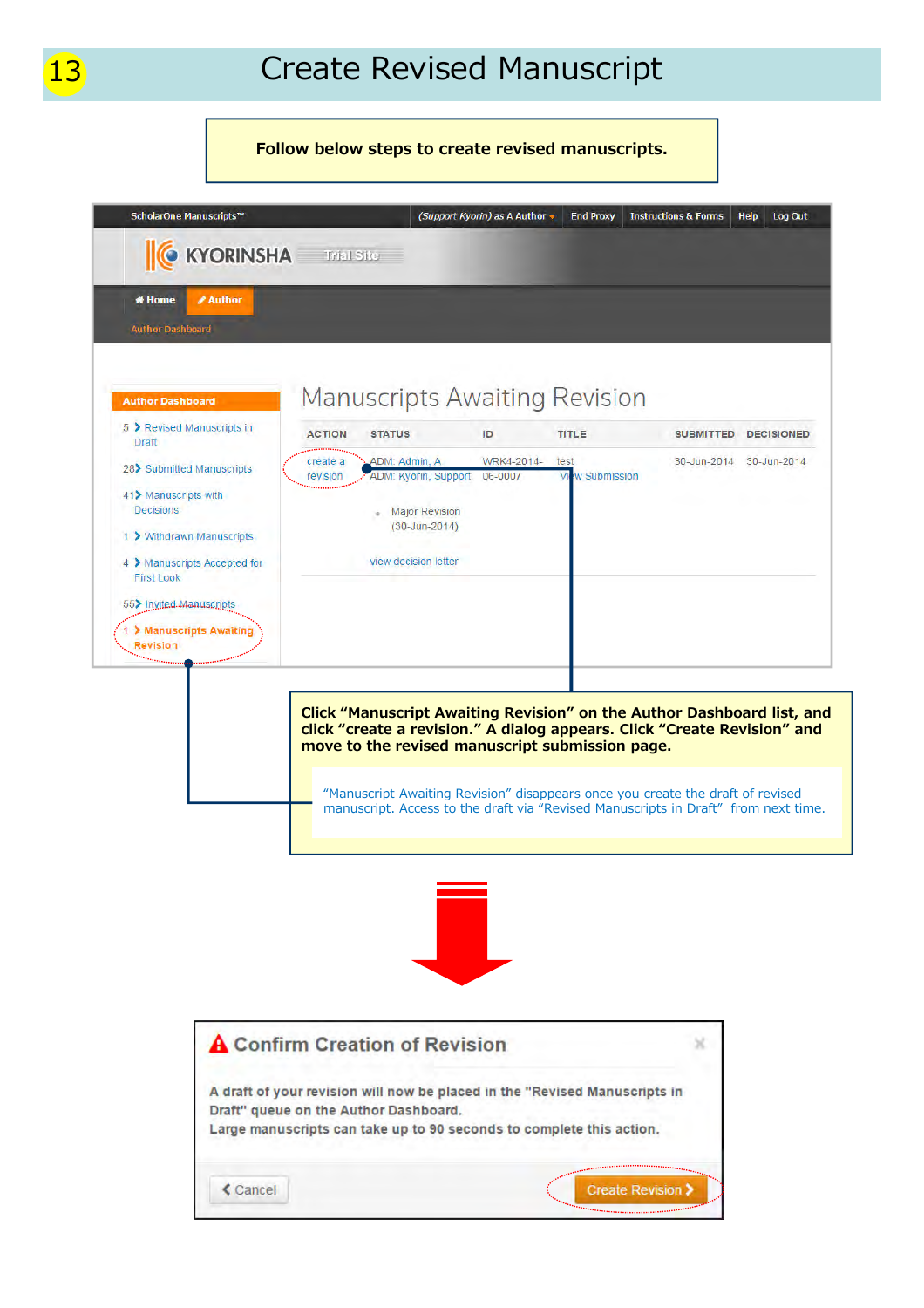# 13 Create Revised Manuscript

**Follow below steps to create revised manuscripts.**

ScholarOne Manuscripts™ | (Support Kyorin) as A Author | End Proxy | Instructions & Forms | Help | Log Out

KYORINSHA Trial Site

Home | Author

Author Dashboard

**Author Dashboard**

- 5 Revised Manuscripts in Draft
- 28 Submitted Manuscripts
- 41 Manuscripts with Decisions
- 1 Withdrawn Manuscripts
- 4 Manuscripts Accepted for First Look
- 55 Invited Manuscripts
- 1 Manuscripts Awaiting Revision

## Manuscripts Awaiting Revision

| ACTION | STATUS | ID | TITLE | SUBMITTED | DECISIONED |
|---|---|---|---|---|---|
| create a revision | ADM: Admin, A<br>ADM: Kyorin, Support<br><br>• Major Revision (30-Jun-2014)<br><br>view decision letter | WRK4-2014-06-0007 | test<br>View Submission | 30-Jun-2014 | 30-Jun-2014 |

**Click "Manuscript Awaiting Revision" on the Author Dashboard list, and click "create a revision." A dialog appears. Click "Create Revision" and move to the revised manuscript submission page.**

"Manuscript Awaiting Revision" disappears once you create the draft of revised manuscript. Access to the draft via "Revised Manuscripts in Draft" from next time.

**Confirm Creation of Revision**

A draft of your revision will now be placed in the "Revised Manuscripts in Draft" queue on the Author Dashboard.
Large manuscripts can take up to 90 seconds to complete this action.

Cancel | Create Revision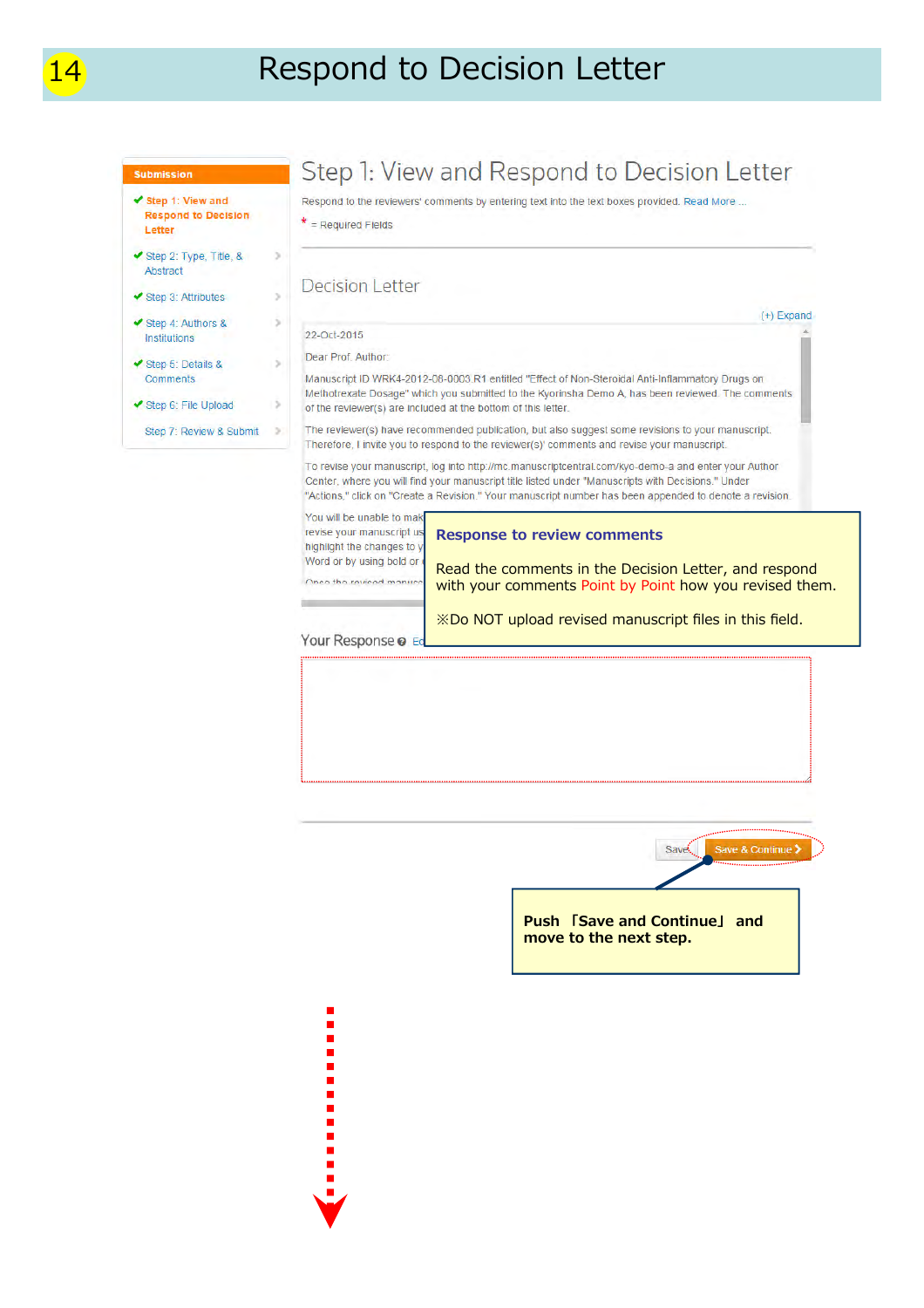# 14 Respond to Decision Letter

**Submission**

- ✔ Step 1: View and Respond to Decision Letter
- ✔ Step 2: Type, Title, & Abstract
- ✔ Step 3: Attributes
- ✔ Step 4: Authors & Institutions
- ✔ Step 5: Details & Comments
- ✔ Step 6: File Upload
- Step 7: Review & Submit

## Step 1: View and Respond to Decision Letter

Respond to the reviewers' comments by entering text into the text boxes provided. Read More ...

* = Required Fields

### Decision Letter

(+) Expand

22-Oct-2015

Dear Prof. Author:

Manuscript ID WRK4-2012-08-0003.R1 entitled "Effect of Non-Steroidal Anti-Inflammatory Drugs on Methotrexate Dosage" which you submitted to the Kyorinsha Demo A, has been reviewed. The comments of the reviewer(s) are included at the bottom of this letter.

The reviewer(s) have recommended publication, but also suggest some revisions to your manuscript. Therefore, I invite you to respond to the reviewer(s)' comments and revise your manuscript.

To revise your manuscript, log into http://mc.manuscriptcentral.com/kyo-demo-a and enter your Author Center, where you will find your manuscript title listed under "Manuscripts with Decisions." Under "Actions," click on "Create a Revision." Your manuscript number has been appended to denote a revision.

You will be unable to mak... revise your manuscript us... highlight the changes to y... Word or by using bold or ...

**Response to review comments**

Read the comments in the Decision Letter, and respond with your comments Point by Point how you revised them.

※Do NOT upload revised manuscript files in this field.

Your Response

Save | Save & Continue >

**Push「Save and Continue」 and move to the next step.**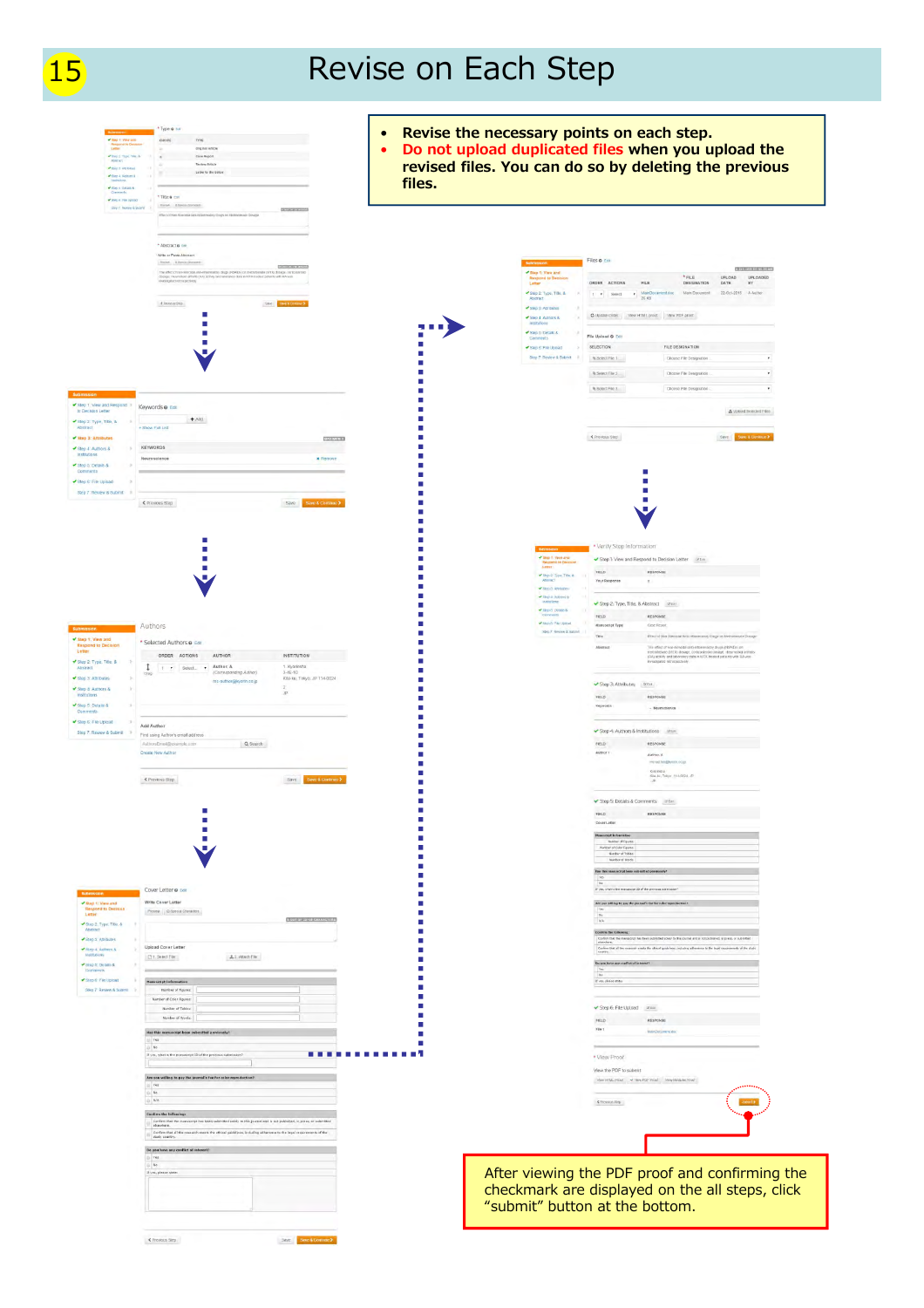# 15 Revise on Each Step

- Revise the necessary points on each step.
- **Do not upload duplicated files when you upload the revised files. You can do so by deleting the previous files.**

After viewing the PDF proof and confirming the checkmark are displayed on the all steps, click “submit” button at the bottom.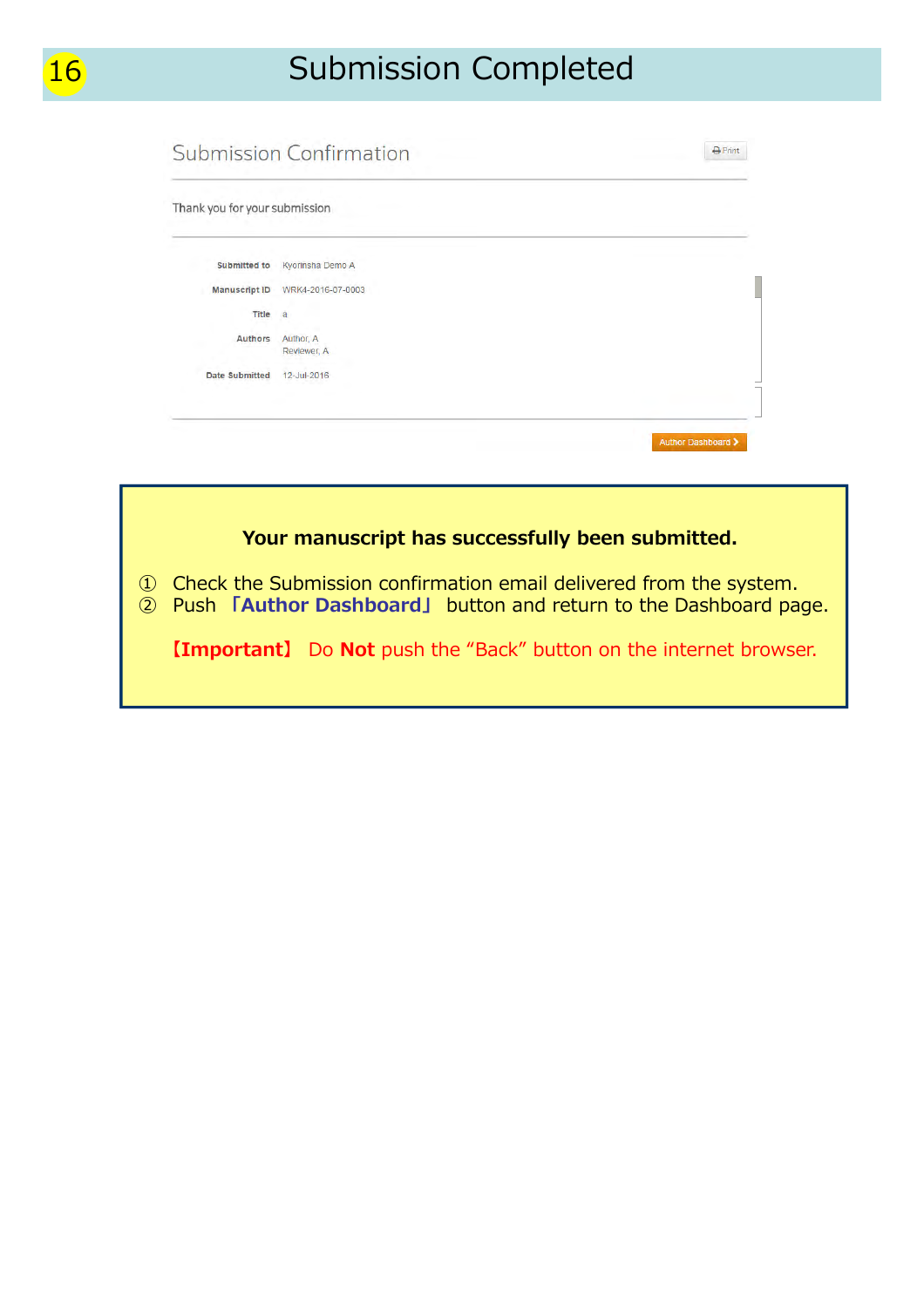# 16 Submission Completed

## Submission Confirmation

Print

Thank you for your submission

| | |
|---|---|
| Submitted to | Kyorinsha Demo A |
| Manuscript ID | WRK4-2016-07-0003 |
| Title | a |
| Authors | Author, A<br>Reviewer, A |
| Date Submitted | 12-Jul-2016 |

Author Dashboard >

**Your manuscript has successfully been submitted.**

① Check the Submission confirmation email delivered from the system.
② Push **「Author Dashboard」** button and return to the Dashboard page.

**【Important】** Do **Not** push the “Back” button on the internet browser.